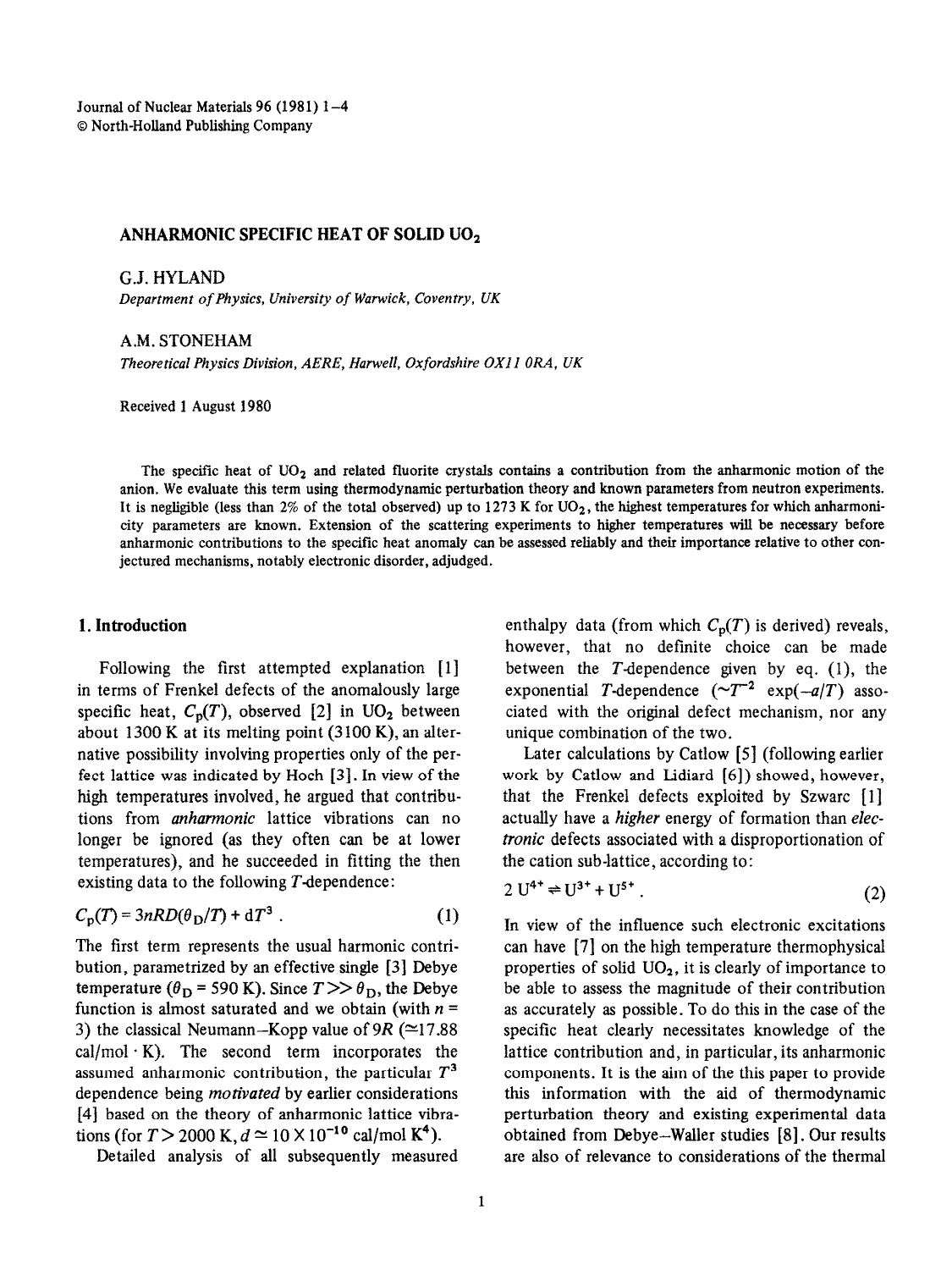# ANHARMONIC SPECIFIC HEAT OF SOLID $UO_2$

G.J. HYLAND

*Department of Physics, University of Warwick, Coventry, UK*

A.M. STONEHAM

*Theoretical Physics Division, AERE, Harwell, Oxfordshire OX11 0RA, UK*

Received 1 August 1980

The specific heat of $UO_2$ and related fluorite crystals contains a contribution from the anharmonic motion of the anion. We evaluate this term using thermodynamic perturbation theory and known parameters from neutron experiments. It is negligible (less than 2% of the total observed) up to 1273 K for $UO_2$, the highest temperatures for which anharmonicity parameters are known. Extension of the scattering experiments to higher temperatures will be necessary before anharmonic contributions to the specific heat anomaly can be assessed reliably and their importance relative to other conjectured mechanisms, notably electronic disorder, adjudged.

## 1. Introduction

Following the first attempted explanation [1] in terms of Frenkel defects of the anomalously large specific heat, $C_p(T)$, observed [2] in $UO_2$ between about 1300 K at its melting point (3100 K), an alternative possibility involving properties only of the perfect lattice was indicated by Hoch [3]. In view of the high temperatures involved, he argued that contributions from *anharmonic* lattice vibrations can no longer be ignored (as they often can be at lower temperatures), and he succeeded in fitting the then existing data to the following $T$-dependence:

$$C_p(T) = 3nRD(\theta_D/T) + dT^3 . \tag{1}$$

The first term represents the usual harmonic contribution, parametrized by an effective single [3] Debye temperature ($\theta_D = 590$ K). Since $T \gg \theta_D$, the Debye function is almost saturated and we obtain (with $n = 3$) the classical Neumann–Kopp value of $9R$ ($\simeq 17.88$ cal/mol · K). The second term incorporates the assumed anharmonic contribution, the particular $T^3$ dependence being *motivated* by earlier considerations [4] based on the theory of anharmonic lattice vibrations (for $T > 2000$ K, $d \simeq 10 \times 10^{-10}$ cal/mol K$^4$).

Detailed analysis of all subsequently measured enthalpy data (from which $C_p(T)$ is derived) reveals, however, that no definite choice can be made between the $T$-dependence given by eq. (1), the exponential $T$-dependence ($\sim T^{-2} \exp(-a/T)$ associated with the original defect mechanism, nor any unique combination of the two.

Later calculations by Catlow [5] (following earlier work by Catlow and Lidiard [6]) showed, however, that the Frenkel defects exploited by Szwarc [1] actually have a *higher* energy of formation than *electronic* defects associated with a disproportionation of the cation sub-lattice, according to:

$$2\,U^{4+} \rightleftharpoons U^{3+} + U^{5+} . \tag{2}$$

In view of the influence such electronic excitations can have [7] on the high temperature thermophysical properties of solid $UO_2$, it is clearly of importance to be able to assess the magnitude of their contribution as accurately as possible. To do this in the case of the specific heat clearly necessitates knowledge of the lattice contribution and, in particular, its anharmonic components. It is the aim of the this paper to provide this information with the aid of thermodynamic perturbation theory and existing experimental data obtained from Debye–Waller studies [8]. Our results are also of relevance to considerations of the thermal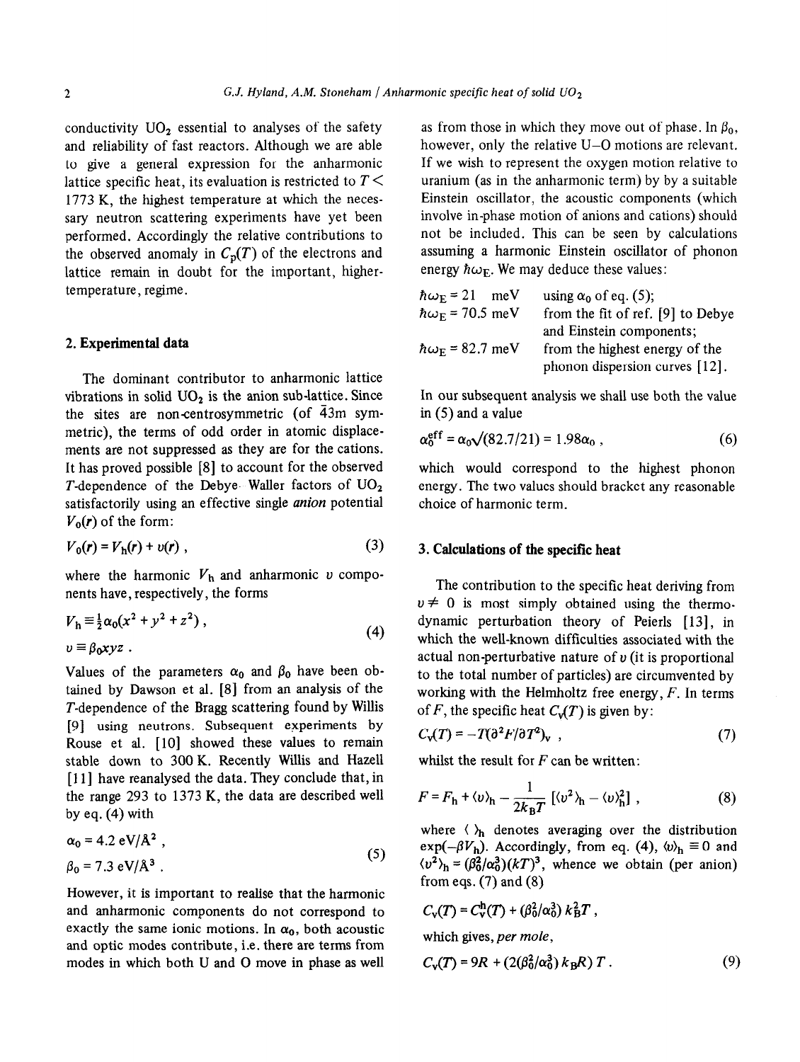conductivity $UO_2$ essential to analyses of the safety and reliability of fast reactors. Although we are able to give a general expression for the anharmonic lattice specific heat, its evaluation is restricted to $T < 1773$ K, the highest temperature at which the necessary neutron scattering experiments have yet been performed. Accordingly the relative contributions to the observed anomaly in $C_p(T)$ of the electrons and lattice remain in doubt for the important, higher-temperature, regime.

## 2. Experimental data

The dominant contributor to anharmonic lattice vibrations in solid $UO_2$ is the anion sub-lattice. Since the sites are non-centrosymmetric (of $\bar{4}3$m symmetric), the terms of odd order in atomic displacements are not suppressed as they are for the cations. It has proved possible [8] to account for the observed $T$-dependence of the Debye–Waller factors of $UO_2$ satisfactorily using an effective single *anion* potential $V_0(r)$ of the form:

$$V_0(r) = V_h(r) + v(r) \,, \tag{3}$$

where the harmonic $V_h$ and anharmonic $v$ components have, respectively, the forms

$$V_h \equiv \tfrac{1}{2}\alpha_0(x^2 + y^2 + z^2) \,, \qquad v \equiv \beta_0 xyz \,. \tag{4}$$

Values of the parameters $\alpha_0$ and $\beta_0$ have been obtained by Dawson et al. [8] from an analysis of the $T$-dependence of the Bragg scattering found by Willis [9] using neutrons. Subsequent experiments by Rouse et al. [10] showed these values to remain stable down to 300 K. Recently Willis and Hazell [11] have reanalysed the data. They conclude that, in the range 293 to 1373 K, the data are described well by eq. (4) with

$$\alpha_0 = 4.2 \text{ eV/Å}^2 \,, \qquad \beta_0 = 7.3 \text{ eV/Å}^3 \,. \tag{5}$$

However, it is important to realise that the harmonic and anharmonic components do not correspond to exactly the same ionic motions. In $\alpha_0$, both acoustic and optic modes contribute, i.e. there are terms from modes in which both U and O move in phase as well as from those in which they move out of phase. In $\beta_0$, however, only the relative U–O motions are relevant. If we wish to represent the oxygen motion relative to uranium (as in the anharmonic term) by by a suitable Einstein oscillator, the acoustic components (which involve in-phase motion of anions and cations) should not be included. This can be seen by calculations assuming a harmonic Einstein oscillator of phonon energy $\hbar\omega_E$. We may deduce these values:

$\hbar\omega_E = 21$ meV — using $\alpha_0$ of eq. (5);
$\hbar\omega_E = 70.5$ meV — from the fit of ref. [9] to Debye and Einstein components;
$\hbar\omega_E = 82.7$ meV — from the highest energy of the phonon dispersion curves [12].

In our subsequent analysis we shall use both the value in (5) and a value

$$\alpha_0^{\text{eff}} = \alpha_0\sqrt{(82.7/21)} = 1.98\alpha_0 \,, \tag{6}$$

which would correspond to the highest phonon energy. The two values should bracket any reasonable choice of harmonic term.

## 3. Calculations of the specific heat

The contribution to the specific heat deriving from $v \neq 0$ is most simply obtained using the thermodynamic perturbation theory of Peierls [13], in which the well-known difficulties associated with the actual non-perturbative nature of $v$ (it is proportional to the total number of particles) are circumvented by working with the Helmholtz free energy, $F$. In terms of $F$, the specific heat $C_V(T)$ is given by:

$$C_V(T) = -T(\partial^2 F/\partial T^2)_V \,, \tag{7}$$

whilst the result for $F$ can be written:

$$F = F_h + \langle v \rangle_h - \frac{1}{2k_BT}\left[\langle v^2 \rangle_h - \langle v \rangle_h^2\right] \,, \tag{8}$$

where $\langle\ \rangle_h$ denotes averaging over the distribution $\exp(-\beta V_h)$. Accordingly, from eq. (4), $\langle v \rangle_h \equiv 0$ and $\langle v^2 \rangle_h = (\beta_0^2/\alpha_0^3)(kT)^3$, whence we obtain (per anion) from eqs. (7) and (8)

$$C_V(T) = C_V^h(T) + (\beta_0^2/\alpha_0^3)\, k_B^2 T \,,$$

which gives, *per mole*,

$$C_V(T) = 9R + (2(\beta_0^2/\alpha_0^3)\, k_B R)\, T \,. \tag{9}$$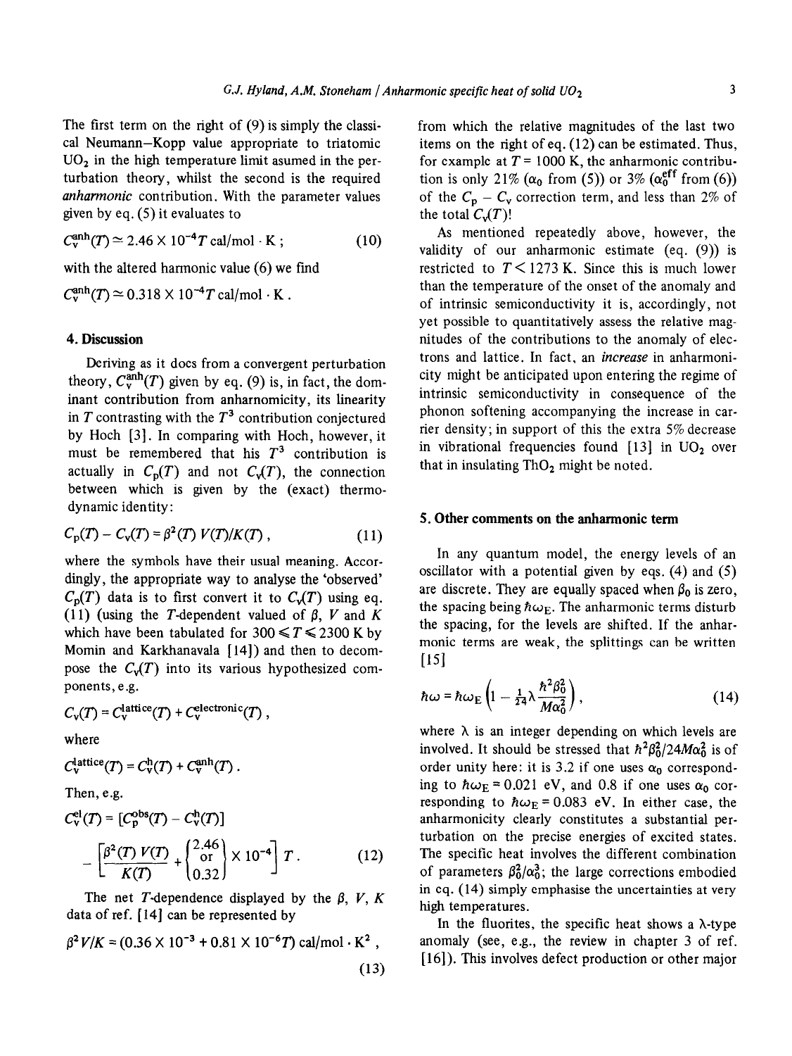The first term on the right of (9) is simply the classical Neumann–Kopp value appropriate to triatomic $UO_2$ in the high temperature limit asumed in the perturbation theory, whilst the second is the required *anharmonic* contribution. With the parameter values given by eq. (5) it evaluates to

$$C_v^{anh}(T) \simeq 2.46 \times 10^{-4} T \text{ cal/mol} \cdot \text{K} ; \tag{10}$$

with the altered harmonic value (6) we find

$$C_v^{anh}(T) \simeq 0.318 \times 10^{-4} T \text{ cal/mol} \cdot \text{K} .$$

## 4. Discussion

Deriving as it does from a convergent perturbation theory, $C_v^{anh}(T)$ given by eq. (9) is, in fact, the dominant contribution from anharmonicity, its linearity in $T$ contrasting with the $T^3$ contribution conjectured by Hoch [3]. In comparing with Hoch, however, it must be remembered that his $T^3$ contribution is actually in $C_p(T)$ and not $C_v(T)$, the connection between which is given by the (exact) thermodynamic identity:

$$C_p(T) - C_v(T) = \beta^2(T)\, V(T)/K(T) , \tag{11}$$

where the symbols have their usual meaning. Accordingly, the appropriate way to analyse the 'observed' $C_p(T)$ data is to first convert it to $C_v(T)$ using eq. (11) (using the $T$-dependent valued of $\beta$, $V$ and $K$ which have been tabulated for $300 \leqslant T \leqslant 2300$ K by Momin and Karkhanavala [14]) and then to decompose the $C_v(T)$ into its various hypothesized components, e.g.

$$C_v(T) = C_v^{lattice}(T) + C_v^{electronic}(T) ,$$

where

$$C_v^{lattice}(T) = C_v^{h}(T) + C_v^{anh}(T) .$$

Then, e.g.

$$C_v^{el}(T) = [C_p^{obs}(T) - C_v^{h}(T)] - \left[\frac{\beta^2(T)\, V(T)}{K(T)} + \begin{Bmatrix} 2.46 \\ \text{or} \\ 0.32 \end{Bmatrix} \times 10^{-4}\right] T . \tag{12}$$

The net $T$-dependence displayed by the $\beta$, $V$, $K$ data of ref. [14] can be represented by

$$\beta^2 V/K = (0.36 \times 10^{-3} + 0.81 \times 10^{-6} T) \text{ cal/mol} \cdot \text{K}^2 , \tag{13}$$

from which the relative magnitudes of the last two items on the right of eq. (12) can be estimated. Thus, for example at $T = 1000$ K, the anharmonic contribution is only 21% ($\alpha_0$ from (5)) or 3% ($\alpha_0^{eff}$ from (6)) of the $C_p - C_v$ correction term, and less than 2% of the total $C_v(T)$!

As mentioned repeatedly above, however, the validity of our anharmonic estimate (eq. (9)) is restricted to $T < 1273$ K. Since this is much lower than the temperature of the onset of the anomaly and of intrinsic semiconductivity it is, accordingly, not yet possible to quantitatively assess the relative magnitudes of the contributions to the anomaly of electrons and lattice. In fact, an *increase* in anharmonicity might be anticipated upon entering the regime of intrinsic semiconductivity in consequence of the phonon softening accompanying the increase in carrier density; in support of this the extra 5% decrease in vibrational frequencies found [13] in $UO_2$ over that in insulating $ThO_2$ might be noted.

## 5. Other comments on the anharmonic term

In any quantum model, the energy levels of an oscillator with a potential given by eqs. (4) and (5) are discrete. They are equally spaced when $\beta_0$ is zero, the spacing being $\hbar\omega_E$. The anharmonic terms disturb the spacing, for the levels are shifted. If the anharmonic terms are weak, the splittings can be written [15]

$$\hbar\omega = \hbar\omega_E \left(1 - \tfrac{1}{24}\lambda \frac{\hbar^2 \beta_0^2}{M\alpha_0^2}\right) , \tag{14}$$

where $\lambda$ is an integer depending on which levels are involved. It should be stressed that $\hbar^2\beta_0^2/24M\alpha_0^2$ is of order unity here: it is 3.2 if one uses $\alpha_0$ corresponding to $\hbar\omega_E = 0.021$ eV, and 0.8 if one uses $\alpha_0$ corresponding to $\hbar\omega_E = 0.083$ eV. In either case, the anharmonicity clearly constitutes a substantial perturbation on the precise energies of excited states. The specific heat involves the different combination of parameters $\beta_0^2/\alpha_0^3$; the large corrections embodied in eq. (14) simply emphasise the uncertainties at very high temperatures.

In the fluorites, the specific heat shows a $\lambda$-type anomaly (see, e.g., the review in chapter 3 of ref. [16]). This involves defect production or other major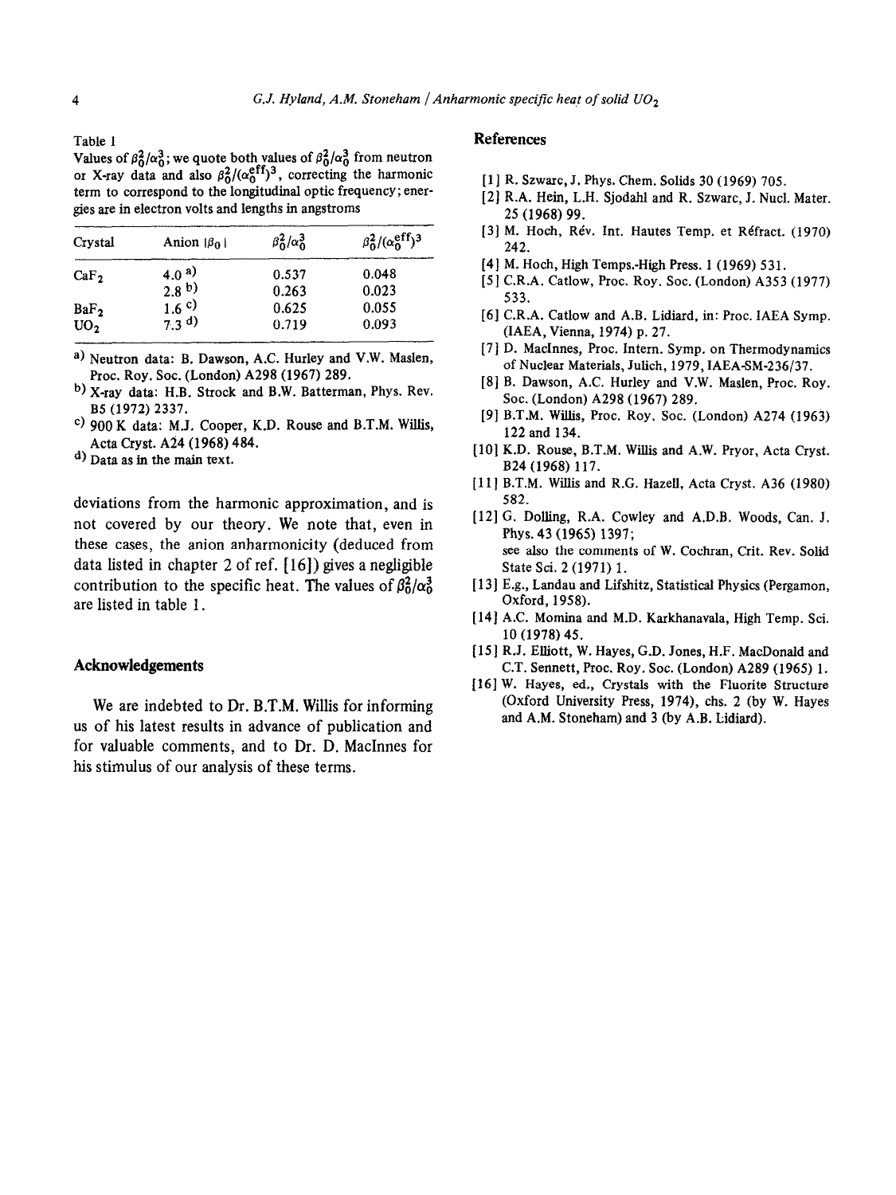Table 1

Values of $\beta_0^2/\alpha_0^3$; we quote both values of $\beta_0^2/\alpha_0^3$ from neutron or X-ray data and also $\beta_0^2/(\alpha_0^{eff})^3$, correcting the harmonic term to correspond to the longitudinal optic frequency; energies are in electron volts and lengths in angstroms

| Crystal | Anion $\lvert\beta_0\rvert$ | $\beta_0^2/\alpha_0^3$ | $\beta_0^2/(\alpha_0^{eff})^3$ |
|---|---|---|---|
| $CaF_2$ | 4.0 [a] | 0.537 | 0.048 |
| | 2.8 [b] | 0.263 | 0.023 |
| $BaF_2$ | 1.6 [c] | 0.625 | 0.055 |
| $UO_2$ | 7.3 [d] | 0.719 | 0.093 |

[a] Neutron data: B. Dawson, A.C. Hurley and V.W. Maslen, Proc. Roy. Soc. (London) A298 (1967) 289.

[b] X-ray data: H.B. Strock and B.W. Batterman, Phys. Rev. B5 (1972) 2337.

[c] 900 K data: M.J. Cooper, K.D. Rouse and B.T.M. Willis, Acta Cryst. A24 (1968) 484.

[d] Data as in the main text.

deviations from the harmonic approximation, and is not covered by our theory. We note that, even in these cases, the anion anharmonicity (deduced from data listed in chapter 2 of ref. [16]) gives a negligible contribution to the specific heat. The values of $\beta_0^2/\alpha_0^3$ are listed in table 1.

## Acknowledgements

We are indebted to Dr. B.T.M. Willis for informing us of his latest results in advance of publication and for valuable comments, and to Dr. D. MacInnes for his stimulus of our analysis of these terms.

## References

[1] R. Szwarc, J. Phys. Chem. Solids 30 (1969) 705.

[2] R.A. Hein, L.H. Sjodahl and R. Szwarc, J. Nucl. Mater. 25 (1968) 99.

[3] M. Hoch, Rév. Int. Hautes Temp. et Réfract. (1970) 242.

[4] M. Hoch, High Temps.-High Press. 1 (1969) 531.

[5] C.R.A. Catlow, Proc. Roy. Soc. (London) A353 (1977) 533.

[6] C.R.A. Catlow and A.B. Lidiard, in: Proc. IAEA Symp. (IAEA, Vienna, 1974) p. 27.

[7] D. MacInnes, Proc. Intern. Symp. on Thermodynamics of Nuclear Materials, Julich, 1979, IAEA-SM-236/37.

[8] B. Dawson, A.C. Hurley and V.W. Maslen, Proc. Roy. Soc. (London) A298 (1967) 289.

[9] B.T.M. Willis, Proc. Roy. Soc. (London) A274 (1963) 122 and 134.

[10] K.D. Rouse, B.T.M. Willis and A.W. Pryor, Acta Cryst. B24 (1968) 117.

[11] B.T.M. Willis and R.G. Hazell, Acta Cryst. A36 (1980) 582.

[12] G. Dolling, R.A. Cowley and A.D.B. Woods, Can. J. Phys. 43 (1965) 1397; see also the comments of W. Cochran, Crit. Rev. Solid State Sci. 2 (1971) 1.

[13] E.g., Landau and Lifshitz, Statistical Physics (Pergamon, Oxford, 1958).

[14] A.C. Momina and M.D. Karkhanavala, High Temp. Sci. 10 (1978) 45.

[15] R.J. Elliott, W. Hayes, G.D. Jones, H.F. MacDonald and C.T. Sennett, Proc. Roy. Soc. (London) A289 (1965) 1.

[16] W. Hayes, ed., Crystals with the Fluorite Structure (Oxford University Press, 1974), chs. 2 (by W. Hayes and A.M. Stoneham) and 3 (by A.B. Lidiard).